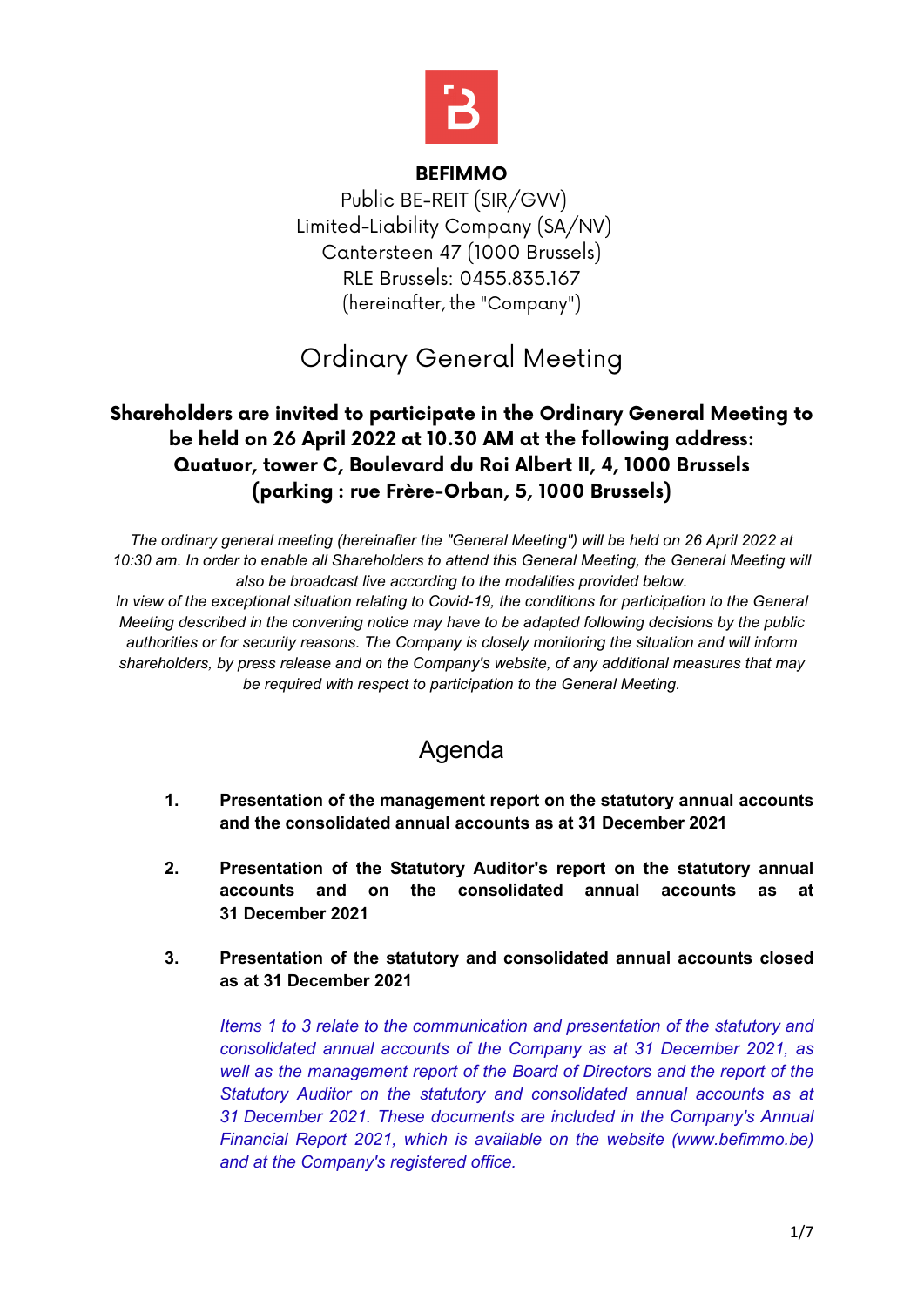**BEFIMMO**

Public BE-REIT (SIR/GVV)
Limited-Liability Company (SA/NV)
Cantersteen 47 (1000 Brussels)
RLE Brussels: 0455.835.167
(hereinafter, the "Company")

# Ordinary General Meeting

**Shareholders are invited to participate in the Ordinary General Meeting to be held on 26 April 2022 at 10.30 AM at the following address: Quatuor, tower C, Boulevard du Roi Albert II, 4, 1000 Brussels (parking : rue Frère-Orban, 5, 1000 Brussels)**

*The ordinary general meeting (hereinafter the "General Meeting") will be held on 26 April 2022 at 10:30 am. In order to enable all Shareholders to attend this General Meeting, the General Meeting will also be broadcast live according to the modalities provided below.*

*In view of the exceptional situation relating to Covid-19, the conditions for participation to the General Meeting described in the convening notice may have to be adapted following decisions by the public authorities or for security reasons. The Company is closely monitoring the situation and will inform shareholders, by press release and on the Company's website, of any additional measures that may be required with respect to participation to the General Meeting.*

## Agenda

1. **Presentation of the management report on the statutory annual accounts and the consolidated annual accounts as at 31 December 2021**

2. **Presentation of the Statutory Auditor's report on the statutory annual accounts and on the consolidated annual accounts as at 31 December 2021**

3. **Presentation of the statutory and consolidated annual accounts closed as at 31 December 2021**

   *Items 1 to 3 relate to the communication and presentation of the statutory and consolidated annual accounts of the Company as at 31 December 2021, as well as the management report of the Board of Directors and the report of the Statutory Auditor on the statutory and consolidated annual accounts as at 31 December 2021. These documents are included in the Company's Annual Financial Report 2021, which is available on the website (www.befimmo.be) and at the Company's registered office.*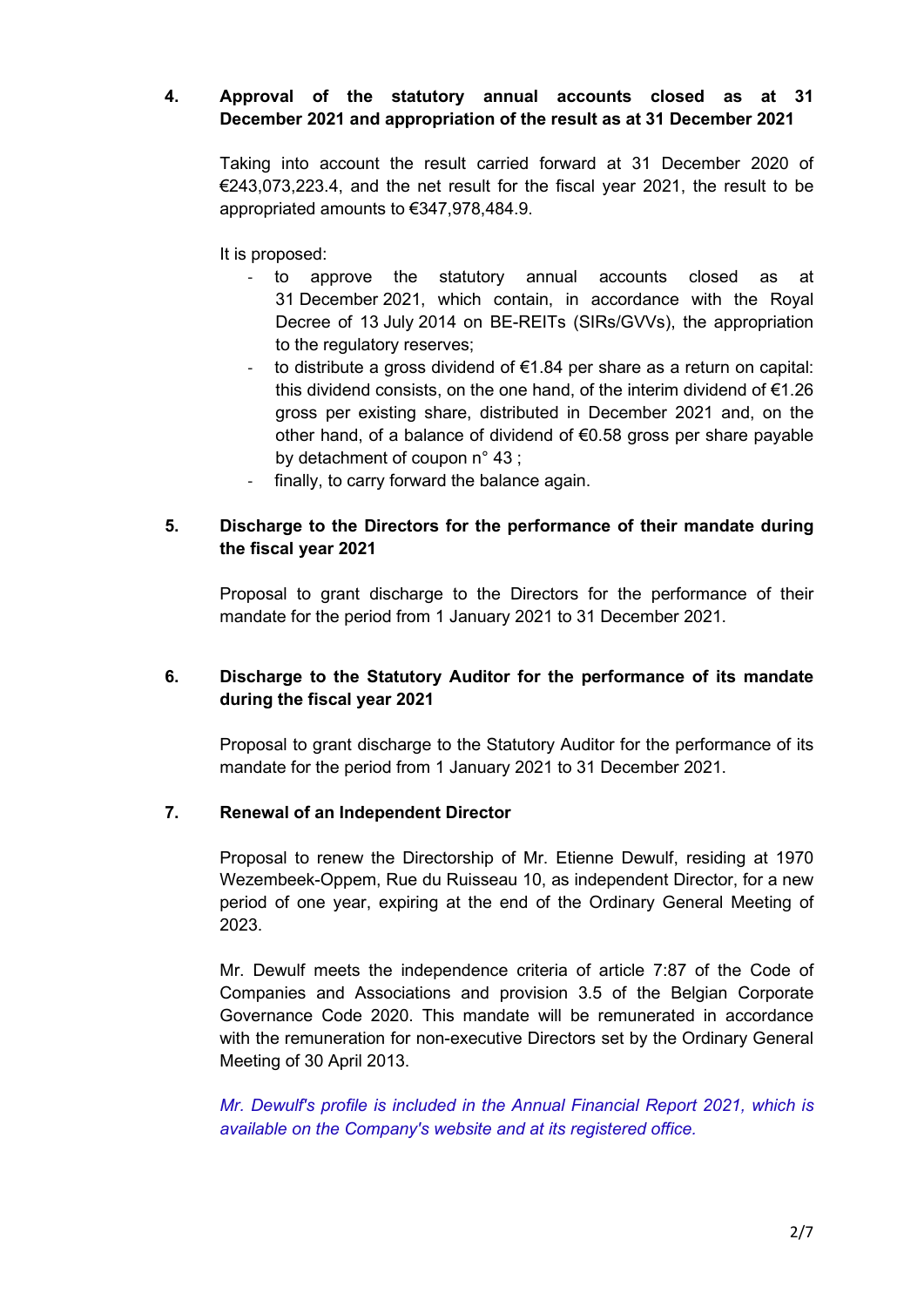## 4. Approval of the statutory annual accounts closed as at 31 December 2021 and appropriation of the result as at 31 December 2021

Taking into account the result carried forward at 31 December 2020 of €243,073,223.4, and the net result for the fiscal year 2021, the result to be appropriated amounts to €347,978,484.9.

It is proposed:

- to approve the statutory annual accounts closed as at 31 December 2021, which contain, in accordance with the Royal Decree of 13 July 2014 on BE-REITs (SIRs/GVVs), the appropriation to the regulatory reserves;
- to distribute a gross dividend of €1.84 per share as a return on capital: this dividend consists, on the one hand, of the interim dividend of €1.26 gross per existing share, distributed in December 2021 and, on the other hand, of a balance of dividend of €0.58 gross per share payable by detachment of coupon n° 43 ;
- finally, to carry forward the balance again.

## 5. Discharge to the Directors for the performance of their mandate during the fiscal year 2021

Proposal to grant discharge to the Directors for the performance of their mandate for the period from 1 January 2021 to 31 December 2021.

## 6. Discharge to the Statutory Auditor for the performance of its mandate during the fiscal year 2021

Proposal to grant discharge to the Statutory Auditor for the performance of its mandate for the period from 1 January 2021 to 31 December 2021.

## 7. Renewal of an Independent Director

Proposal to renew the Directorship of Mr. Etienne Dewulf, residing at 1970 Wezembeek-Oppem, Rue du Ruisseau 10, as independent Director, for a new period of one year, expiring at the end of the Ordinary General Meeting of 2023.

Mr. Dewulf meets the independence criteria of article 7:87 of the Code of Companies and Associations and provision 3.5 of the Belgian Corporate Governance Code 2020. This mandate will be remunerated in accordance with the remuneration for non-executive Directors set by the Ordinary General Meeting of 30 April 2013.

*Mr. Dewulf's profile is included in the Annual Financial Report 2021, which is available on the Company's website and at its registered office.*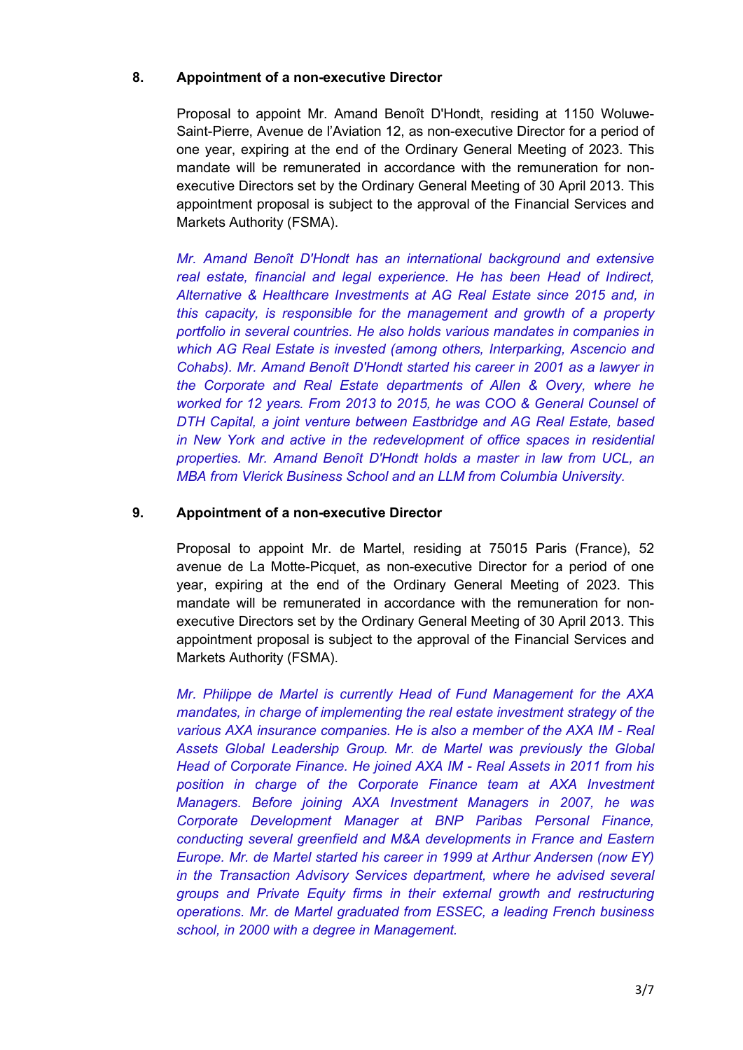## 8. Appointment of a non-executive Director

Proposal to appoint Mr. Amand Benoît D'Hondt, residing at 1150 Woluwe-Saint-Pierre, Avenue de l'Aviation 12, as non-executive Director for a period of one year, expiring at the end of the Ordinary General Meeting of 2023. This mandate will be remunerated in accordance with the remuneration for non-executive Directors set by the Ordinary General Meeting of 30 April 2013. This appointment proposal is subject to the approval of the Financial Services and Markets Authority (FSMA).

*Mr. Amand Benoît D'Hondt has an international background and extensive real estate, financial and legal experience. He has been Head of Indirect, Alternative & Healthcare Investments at AG Real Estate since 2015 and, in this capacity, is responsible for the management and growth of a property portfolio in several countries. He also holds various mandates in companies in which AG Real Estate is invested (among others, Interparking, Ascencio and Cohabs). Mr. Amand Benoît D'Hondt started his career in 2001 as a lawyer in the Corporate and Real Estate departments of Allen & Overy, where he worked for 12 years. From 2013 to 2015, he was COO & General Counsel of DTH Capital, a joint venture between Eastbridge and AG Real Estate, based in New York and active in the redevelopment of office spaces in residential properties. Mr. Amand Benoît D'Hondt holds a master in law from UCL, an MBA from Vlerick Business School and an LLM from Columbia University.*

## 9. Appointment of a non-executive Director

Proposal to appoint Mr. de Martel, residing at 75015 Paris (France), 52 avenue de La Motte-Picquet, as non-executive Director for a period of one year, expiring at the end of the Ordinary General Meeting of 2023. This mandate will be remunerated in accordance with the remuneration for non-executive Directors set by the Ordinary General Meeting of 30 April 2013. This appointment proposal is subject to the approval of the Financial Services and Markets Authority (FSMA).

*Mr. Philippe de Martel is currently Head of Fund Management for the AXA mandates, in charge of implementing the real estate investment strategy of the various AXA insurance companies. He is also a member of the AXA IM - Real Assets Global Leadership Group. Mr. de Martel was previously the Global Head of Corporate Finance. He joined AXA IM - Real Assets in 2011 from his position in charge of the Corporate Finance team at AXA Investment Managers. Before joining AXA Investment Managers in 2007, he was Corporate Development Manager at BNP Paribas Personal Finance, conducting several greenfield and M&A developments in France and Eastern Europe. Mr. de Martel started his career in 1999 at Arthur Andersen (now EY) in the Transaction Advisory Services department, where he advised several groups and Private Equity firms in their external growth and restructuring operations. Mr. de Martel graduated from ESSEC, a leading French business school, in 2000 with a degree in Management.*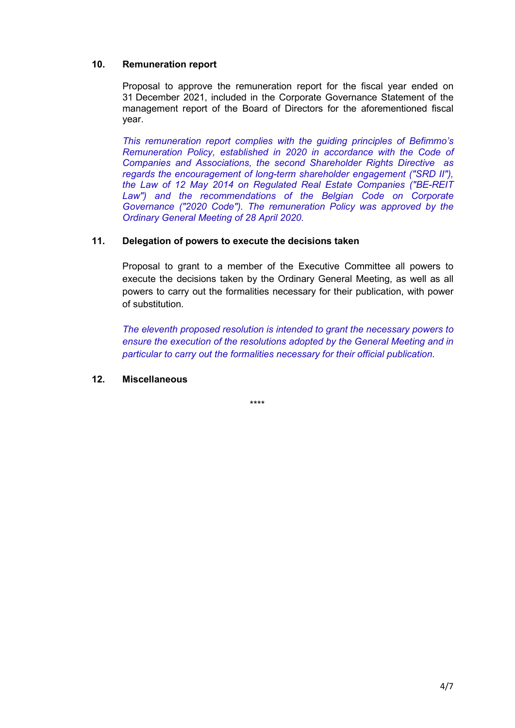## 10. Remuneration report

Proposal to approve the remuneration report for the fiscal year ended on 31 December 2021, included in the Corporate Governance Statement of the management report of the Board of Directors for the aforementioned fiscal year.

*This remuneration report complies with the guiding principles of Befimmo's Remuneration Policy, established in 2020 in accordance with the Code of Companies and Associations, the second Shareholder Rights Directive as regards the encouragement of long-term shareholder engagement ("SRD II"), the Law of 12 May 2014 on Regulated Real Estate Companies ("BE-REIT Law") and the recommendations of the Belgian Code on Corporate Governance ("2020 Code"). The remuneration Policy was approved by the Ordinary General Meeting of 28 April 2020.*

## 11. Delegation of powers to execute the decisions taken

Proposal to grant to a member of the Executive Committee all powers to execute the decisions taken by the Ordinary General Meeting, as well as all powers to carry out the formalities necessary for their publication, with power of substitution.

*The eleventh proposed resolution is intended to grant the necessary powers to ensure the execution of the resolutions adopted by the General Meeting and in particular to carry out the formalities necessary for their official publication.*

## 12. Miscellaneous

****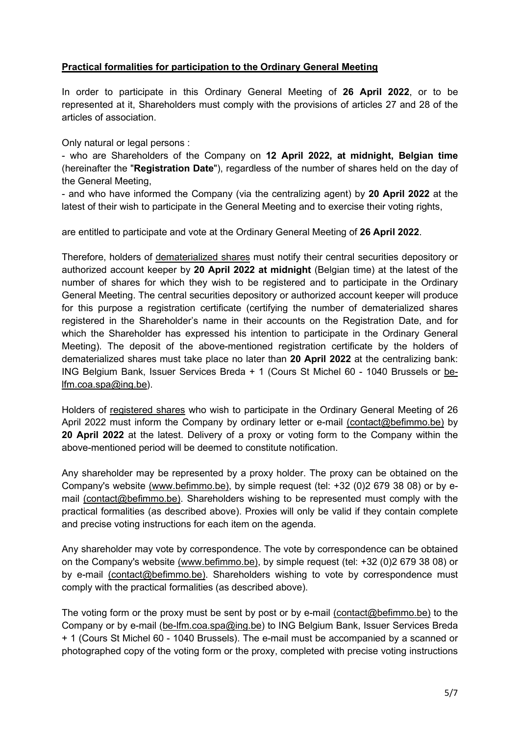**Practical formalities for participation to the Ordinary General Meeting**

In order to participate in this Ordinary General Meeting of **26 April 2022**, or to be represented at it, Shareholders must comply with the provisions of articles 27 and 28 of the articles of association.

Only natural or legal persons :

- who are Shareholders of the Company on **12 April 2022, at midnight, Belgian time** (hereinafter the "**Registration Date**"), regardless of the number of shares held on the day of the General Meeting,
- and who have informed the Company (via the centralizing agent) by **20 April 2022** at the latest of their wish to participate in the General Meeting and to exercise their voting rights,

are entitled to participate and vote at the Ordinary General Meeting of **26 April 2022**.

Therefore, holders of dematerialized shares must notify their central securities depository or authorized account keeper by **20 April 2022 at midnight** (Belgian time) at the latest of the number of shares for which they wish to be registered and to participate in the Ordinary General Meeting. The central securities depository or authorized account keeper will produce for this purpose a registration certificate (certifying the number of dematerialized shares registered in the Shareholder's name in their accounts on the Registration Date, and for which the Shareholder has expressed his intention to participate in the Ordinary General Meeting). The deposit of the above-mentioned registration certificate by the holders of dematerialized shares must take place no later than **20 April 2022** at the centralizing bank: ING Belgium Bank, Issuer Services Breda + 1 (Cours St Michel 60 - 1040 Brussels or be-lfm.coa.spa@ing.be).

Holders of registered shares who wish to participate in the Ordinary General Meeting of 26 April 2022 must inform the Company by ordinary letter or e-mail (contact@befimmo.be) by **20 April 2022** at the latest. Delivery of a proxy or voting form to the Company within the above-mentioned period will be deemed to constitute notification.

Any shareholder may be represented by a proxy holder. The proxy can be obtained on the Company's website (www.befimmo.be), by simple request (tel: +32 (0)2 679 38 08) or by e-mail (contact@befimmo.be). Shareholders wishing to be represented must comply with the practical formalities (as described above). Proxies will only be valid if they contain complete and precise voting instructions for each item on the agenda.

Any shareholder may vote by correspondence. The vote by correspondence can be obtained on the Company's website (www.befimmo.be), by simple request (tel: +32 (0)2 679 38 08) or by e-mail (contact@befimmo.be). Shareholders wishing to vote by correspondence must comply with the practical formalities (as described above).

The voting form or the proxy must be sent by post or by e-mail (contact@befimmo.be) to the Company or by e-mail (be-lfm.coa.spa@ing.be) to ING Belgium Bank, Issuer Services Breda + 1 (Cours St Michel 60 - 1040 Brussels). The e-mail must be accompanied by a scanned or photographed copy of the voting form or the proxy, completed with precise voting instructions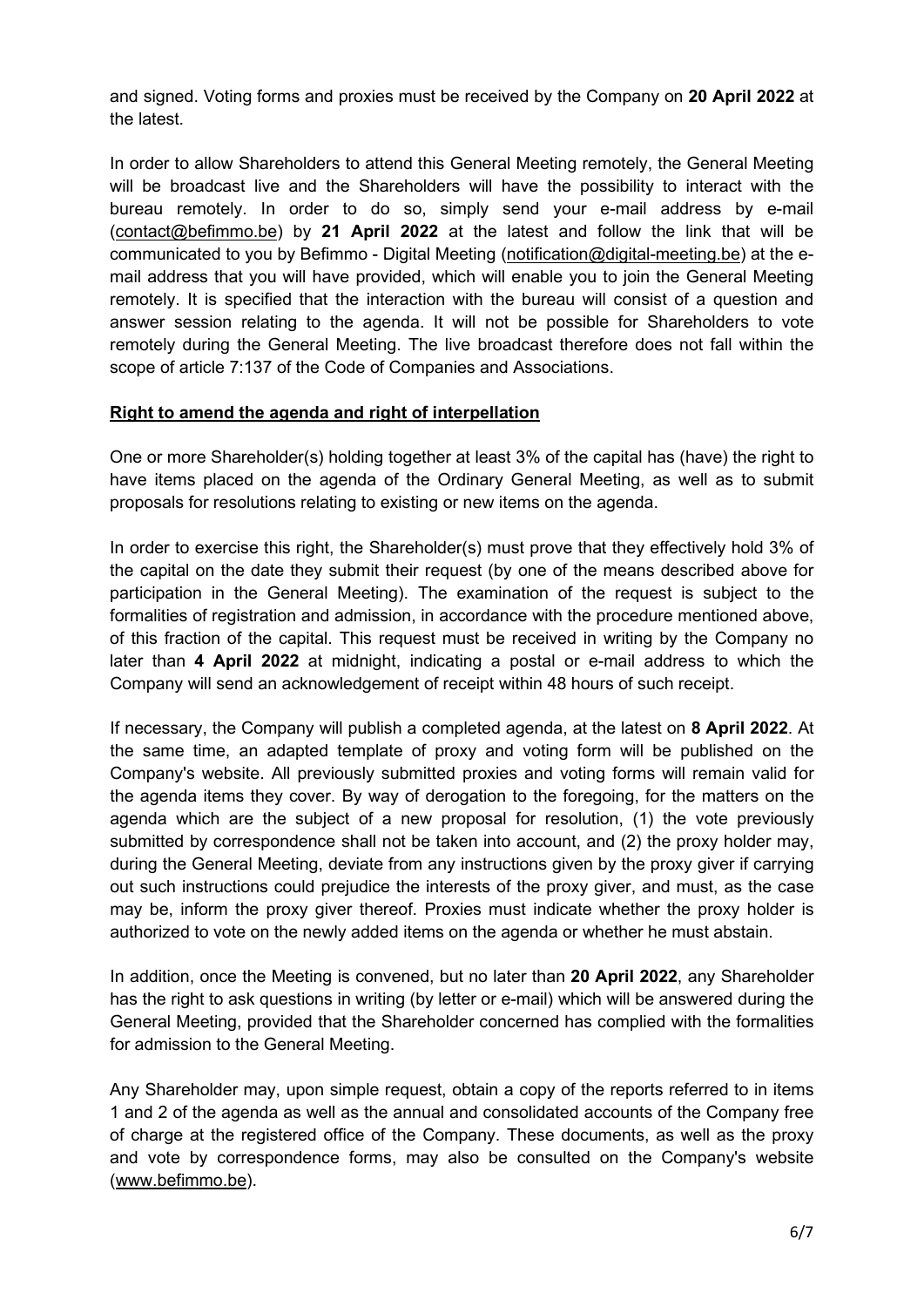and signed. Voting forms and proxies must be received by the Company on **20 April 2022** at the latest.

In order to allow Shareholders to attend this General Meeting remotely, the General Meeting will be broadcast live and the Shareholders will have the possibility to interact with the bureau remotely. In order to do so, simply send your e-mail address by e-mail (contact@befimmo.be) by **21 April 2022** at the latest and follow the link that will be communicated to you by Befimmo - Digital Meeting (notification@digital-meeting.be) at the e-mail address that you will have provided, which will enable you to join the General Meeting remotely. It is specified that the interaction with the bureau will consist of a question and answer session relating to the agenda. It will not be possible for Shareholders to vote remotely during the General Meeting. The live broadcast therefore does not fall within the scope of article 7:137 of the Code of Companies and Associations.

## Right to amend the agenda and right of interpellation

One or more Shareholder(s) holding together at least 3% of the capital has (have) the right to have items placed on the agenda of the Ordinary General Meeting, as well as to submit proposals for resolutions relating to existing or new items on the agenda.

In order to exercise this right, the Shareholder(s) must prove that they effectively hold 3% of the capital on the date they submit their request (by one of the means described above for participation in the General Meeting). The examination of the request is subject to the formalities of registration and admission, in accordance with the procedure mentioned above, of this fraction of the capital. This request must be received in writing by the Company no later than **4 April 2022** at midnight, indicating a postal or e-mail address to which the Company will send an acknowledgement of receipt within 48 hours of such receipt.

If necessary, the Company will publish a completed agenda, at the latest on **8 April 2022**. At the same time, an adapted template of proxy and voting form will be published on the Company's website. All previously submitted proxies and voting forms will remain valid for the agenda items they cover. By way of derogation to the foregoing, for the matters on the agenda which are the subject of a new proposal for resolution, (1) the vote previously submitted by correspondence shall not be taken into account, and (2) the proxy holder may, during the General Meeting, deviate from any instructions given by the proxy giver if carrying out such instructions could prejudice the interests of the proxy giver, and must, as the case may be, inform the proxy giver thereof. Proxies must indicate whether the proxy holder is authorized to vote on the newly added items on the agenda or whether he must abstain.

In addition, once the Meeting is convened, but no later than **20 April 2022**, any Shareholder has the right to ask questions in writing (by letter or e-mail) which will be answered during the General Meeting, provided that the Shareholder concerned has complied with the formalities for admission to the General Meeting.

Any Shareholder may, upon simple request, obtain a copy of the reports referred to in items 1 and 2 of the agenda as well as the annual and consolidated accounts of the Company free of charge at the registered office of the Company. These documents, as well as the proxy and vote by correspondence forms, may also be consulted on the Company's website (www.befimmo.be).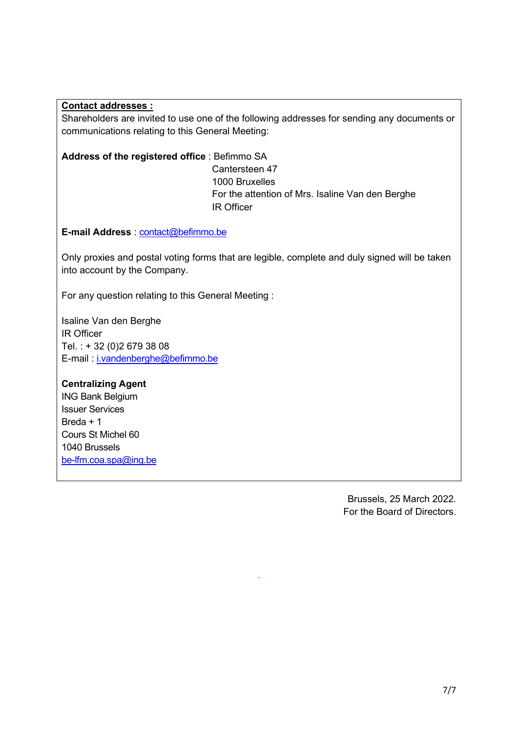**Contact addresses :**

Shareholders are invited to use one of the following addresses for sending any documents or communications relating to this General Meeting:

**Address of the registered office** : Befimmo SA
Cantersteen 47
1000 Bruxelles
For the attention of Mrs. Isaline Van den Berghe
IR Officer

**E-mail Address** : contact@befimmo.be

Only proxies and postal voting forms that are legible, complete and duly signed will be taken into account by the Company.

For any question relating to this General Meeting :

Isaline Van den Berghe
IR Officer
Tel. : + 32 (0)2 679 38 08
E-mail : i.vandenberghe@befimmo.be

**Centralizing Agent**
ING Bank Belgium
Issuer Services
Breda + 1
Cours St Michel 60
1040 Brussels
be-lfm.coa.spa@ing.be

Brussels, 25 March 2022.
For the Board of Directors.